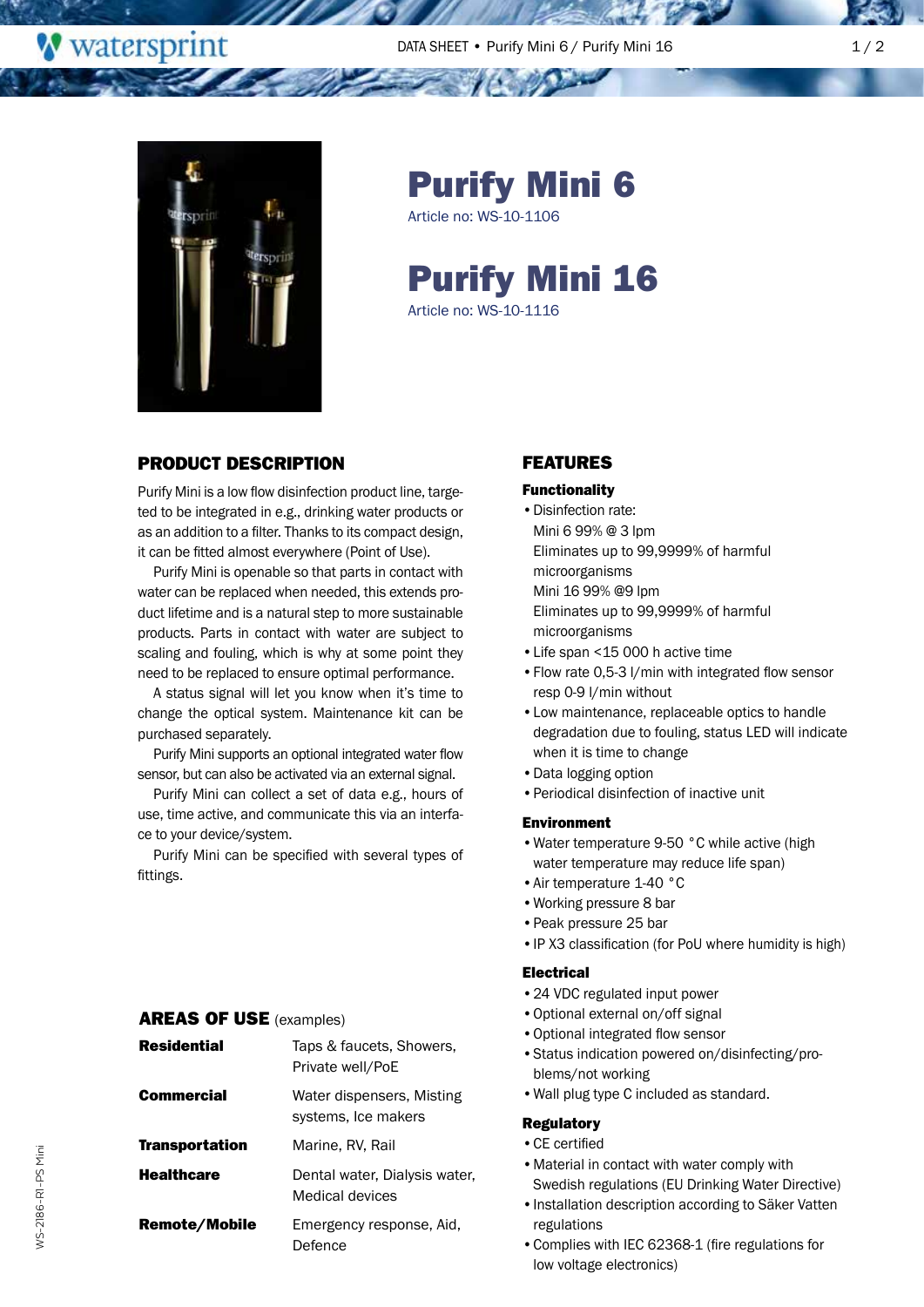# Purify Mini 6

Article no: WS-10-1106

# Purify Mini 16

Article no: WS-10-1116

## PRODUCT DESCRIPTION

Purify Mini is a low flow disinfection product line, targeted to be integrated in e.g., drinking water products or as an addition to a filter. Thanks to its compact design, it can be fitted almost everywhere (Point of Use).

Purify Mini is openable so that parts in contact with water can be replaced when needed, this extends product lifetime and is a natural step to more sustainable products. Parts in contact with water are subject to scaling and fouling, which is why at some point they need to be replaced to ensure optimal performance.

A status signal will let you know when it's time to change the optical system. Maintenance kit can be purchased separately.

Purify Mini supports an optional integrated water flow sensor, but can also be activated via an external signal.

Purify Mini can collect a set of data e.g., hours of use, time active, and communicate this via an interface to your device/system.

Purify Mini can be specified with several types of fittings.

## AREAS OF USE (examples)

| | |
|---|---|
| **Residential** | Taps & faucets, Showers, Private well/PoE |
| **Commercial** | Water dispensers, Misting systems, Ice makers |
| **Transportation** | Marine, RV, Rail |
| **Healthcare** | Dental water, Dialysis water, Medical devices |
| **Remote/Mobile** | Emergency response, Aid, Defence |

## FEATURES

### Functionality

- Disinfection rate:
  Mini 6 99% @ 3 lpm
  Eliminates up to 99,9999% of harmful microorganisms
  Mini 16 99% @9 lpm
  Eliminates up to 99,9999% of harmful microorganisms
- Life span <15 000 h active time
- Flow rate 0,5-3 l/min with integrated flow sensor resp 0-9 l/min without
- Low maintenance, replaceable optics to handle degradation due to fouling, status LED will indicate when it is time to change
- Data logging option
- Periodical disinfection of inactive unit

### Environment

- Water temperature 9-50 °C while active (high water temperature may reduce life span)
- Air temperature 1-40 °C
- Working pressure 8 bar
- Peak pressure 25 bar
- IP X3 classification (for PoU where humidity is high)

### Electrical

- 24 VDC regulated input power
- Optional external on/off signal
- Optional integrated flow sensor
- Status indication powered on/disinfecting/problems/not working
- Wall plug type C included as standard.

### Regulatory

- CE certified
- Material in contact with water comply with Swedish regulations (EU Drinking Water Directive)
- Installation description according to Säker Vatten regulations
- Complies with IEC 62368-1 (fire regulations for low voltage electronics)

WS-2186-RI-PS Mini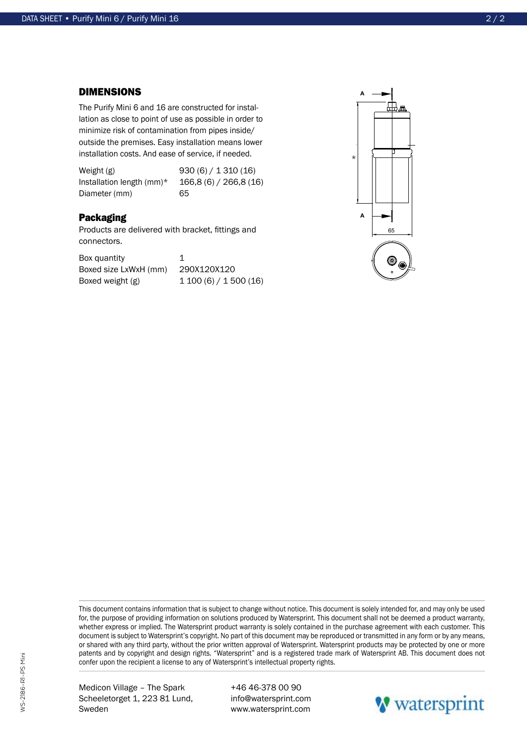## DIMENSIONS

The Purify Mini 6 and 16 are constructed for installation as close to point of use as possible in order to minimize risk of contamination from pipes inside/outside the premises. Easy installation means lower installation costs. And ease of service, if needed.

| | |
|---|---|
| Weight (g) | 930 (6) / 1 310 (16) |
| Installation length (mm)* | 166,8 (6) / 266,8 (16) |
| Diameter (mm) | 65 |

A

*

A

65

## Packaging

Products are delivered with bracket, fittings and connectors.

| | |
|---|---|
| Box quantity | 1 |
| Boxed size LxWxH (mm) | 290X120X120 |
| Boxed weight (g) | 1 100 (6) / 1 500 (16) |

This document contains information that is subject to change without notice. This document is solely intended for, and may only be used for, the purpose of providing information on solutions produced by Watersprint. This document shall not be deemed a product warranty, whether express or implied. The Watersprint product warranty is solely contained in the purchase agreement with each customer. This document is subject to Watersprint's copyright. No part of this document may be reproduced or transmitted in any form or by any means, or shared with any third party, without the prior written approval of Watersprint. Watersprint products may be protected by one or more patents and by copyright and design rights. "Watersprint" and is a registered trade mark of Watersprint AB. This document does not confer upon the recipient a license to any of Watersprint's intellectual property rights.

Medicon Village – The Spark
Scheeletorget 1, 223 81 Lund,
Sweden

+46 46-378 00 90
info@watersprint.com
www.watersprint.com

watersprint

WS-2186-RI-PS Mini